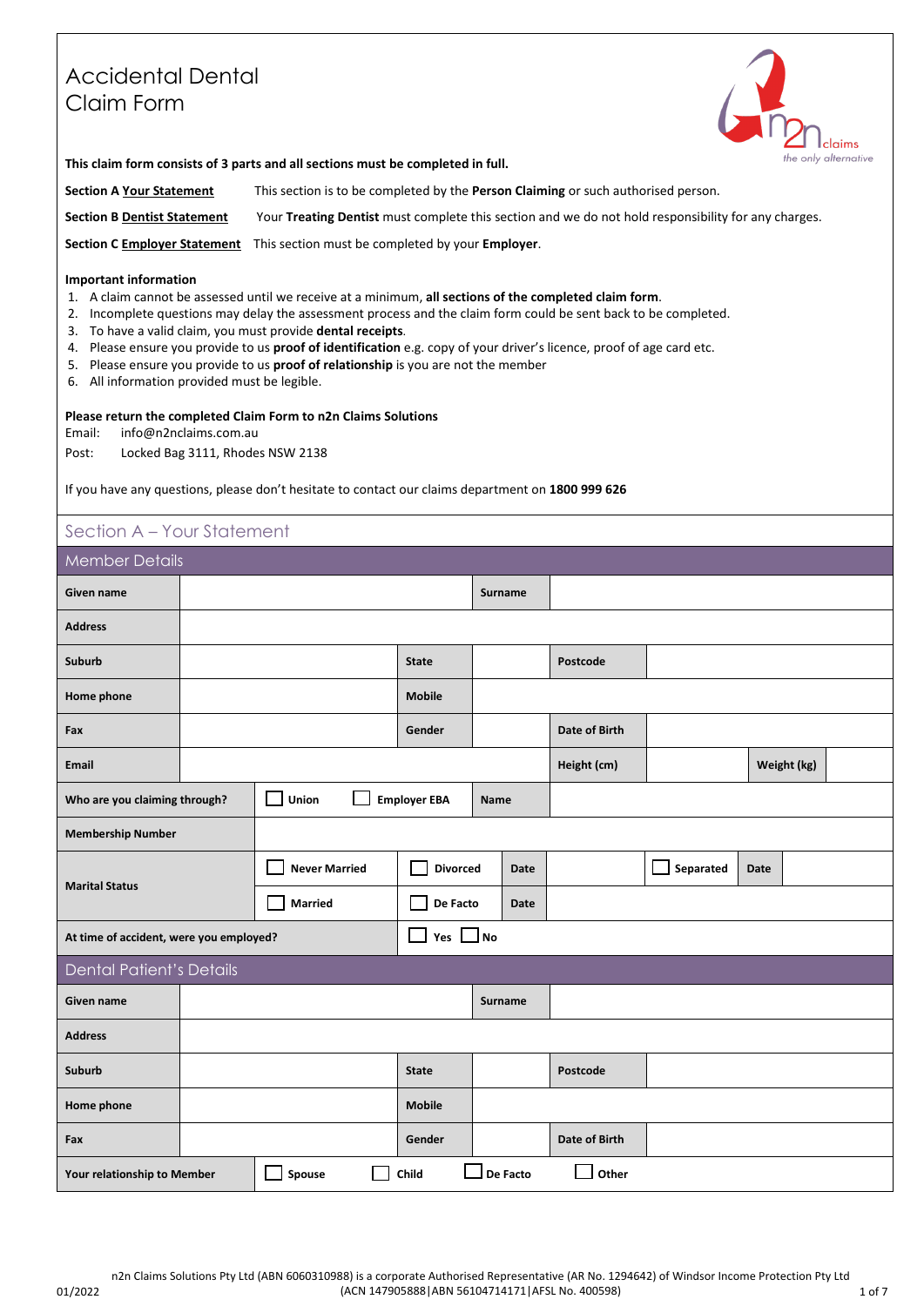# Accidental Dental Claim Form

n2n claims — *the only alternative*

**This claim form consists of 3 parts and all sections must be completed in full.**

**Section A Your Statement** This section is to be completed by the **Person Claiming** or such authorised person.

**Section B Dentist Statement** Your **Treating Dentist** must complete this section and we do not hold responsibility for any charges.

**Section C Employer Statement** This section must be completed by your **Employer**.

**Important information**

1. A claim cannot be assessed until we receive at a minimum, **all sections of the completed claim form**.
2. Incomplete questions may delay the assessment process and the claim form could be sent back to be completed.
3. To have a valid claim, you must provide **dental receipts**.
4. Please ensure you provide to us **proof of identification** e.g. copy of your driver's licence, proof of age card etc.
5. Please ensure you provide to us **proof of relationship** is you are not the member
6. All information provided must be legible.

**Please return the completed Claim Form to n2n Claims Solutions**

Email: info@n2nclaims.com.au

Post: Locked Bag 3111, Rhodes NSW 2138

If you have any questions, please don't hesitate to contact our claims department on **1800 999 626**

## Section A – Your Statement

### Member Details

| | | | | | | |
|---|---|---|---|---|---|---|
| **Given name** | | | **Surname** | | | |
| **Address** | | | | | | |
| **Suburb** | | **State** | | **Postcode** | | |
| **Home phone** | | **Mobile** | | | | |
| **Fax** | | **Gender** | | **Date of Birth** | | |
| **Email** | | | | **Height (cm)** | | **Weight (kg)** |
| **Who are you claiming through?** | ☐ Union | ☐ Employer EBA | **Name** | | | |
| **Membership Number** | | | | | | |
| **Marital Status** | ☐ Never Married | ☐ Divorced **Date** | | ☐ Separated | **Date** | |
| | ☐ Married | ☐ De Facto **Date** | | | | |
| **At time of accident, were you employed?** | | ☐ Yes ☐ No | | | | |

### Dental Patient's Details

| | | | | | |
|---|---|---|---|---|---|
| **Given name** | | | **Surname** | | |
| **Address** | | | | | |
| **Suburb** | | **State** | | **Postcode** | |
| **Home phone** | | **Mobile** | | | |
| **Fax** | | **Gender** | | **Date of Birth** | |
| **Your relationship to Member** | ☐ Spouse | ☐ Child | ☐ De Facto | ☐ Other | |

n2n Claims Solutions Pty Ltd (ABN 6060310988) is a corporate Authorised Representative (AR No. 1294642) of Windsor Income Protection Pty Ltd (ACN 147905888|ABN 56104714171|AFSL No. 400598)

01/2022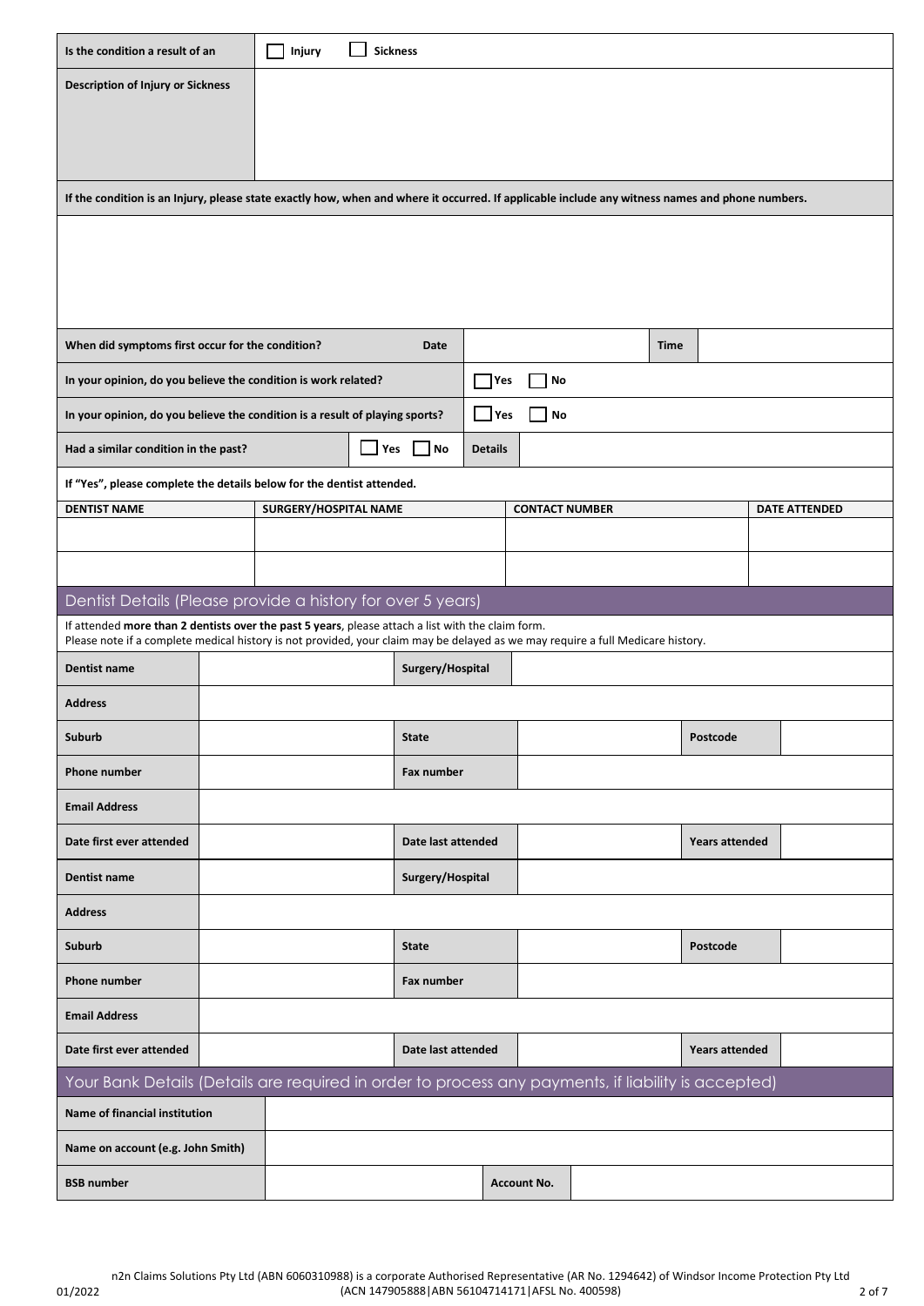| Is the condition a result of an | ☐ Injury ☐ Sickness |
|---|---|
| **Description of Injury or Sickness** | |

**If the condition is an Injury, please state exactly how, when and where it occurred. If applicable include any witness names and phone numbers.**

| | | | |
|---|---|---|---|
| **When did symptoms first occur for the condition?** **Date** | | **Time** | |
| **In your opinion, do you believe the condition is work related?** | ☐ Yes ☐ No | | |
| **In your opinion, do you believe the condition is a result of playing sports?** | ☐ Yes ☐ No | | |
| **Had a similar condition in the past?** ☐ Yes ☐ No | **Details** | | |

**If "Yes", please complete the details below for the dentist attended.**

| DENTIST NAME | SURGERY/HOSPITAL NAME | CONTACT NUMBER | DATE ATTENDED |
|---|---|---|---|
| | | | |
| | | | |

## Dentist Details (Please provide a history for over 5 years)

If attended **more than 2 dentists over the past 5 years**, please attach a list with the claim form.
Please note if a complete medical history is not provided, your claim may be delayed as we may require a full Medicare history.

| | | | | | |
|---|---|---|---|---|---|
| **Dentist name** | | **Surgery/Hospital** | | | |
| **Address** | | | | | |
| **Suburb** | | **State** | | **Postcode** | |
| **Phone number** | | **Fax number** | | | |
| **Email Address** | | | | | |
| **Date first ever attended** | | **Date last attended** | | **Years attended** | |

| | | | | | |
|---|---|---|---|---|---|
| **Dentist name** | | **Surgery/Hospital** | | | |
| **Address** | | | | | |
| **Suburb** | | **State** | | **Postcode** | |
| **Phone number** | | **Fax number** | | | |
| **Email Address** | | | | | |
| **Date first ever attended** | | **Date last attended** | | **Years attended** | |

## Your Bank Details (Details are required in order to process any payments, if liability is accepted)

| | | | |
|---|---|---|---|
| **Name of financial institution** | | | |
| **Name on account (e.g. John Smith)** | | | |
| **BSB number** | | **Account No.** | |

n2n Claims Solutions Pty Ltd (ABN 6060310988) is a corporate Authorised Representative (AR No. 1294642) of Windsor Income Protection Pty Ltd (ACN 147905888|ABN 56104714171|AFSL No. 400598)

01/2022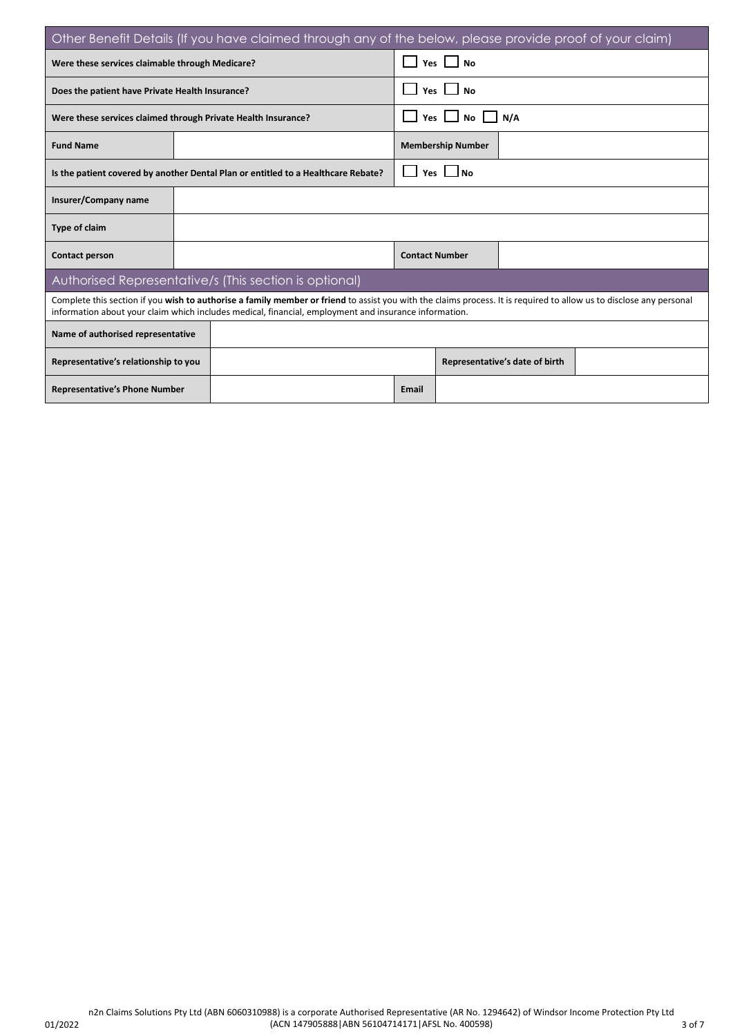## Other Benefit Details (If you have claimed through any of the below, please provide proof of your claim)

| | | | |
|---|---|---|---|
| **Were these services claimable through Medicare?** | | ☐ Yes ☐ No | |
| **Does the patient have Private Health Insurance?** | | ☐ Yes ☐ No | |
| **Were these services claimed through Private Health Insurance?** | | ☐ Yes ☐ No ☐ N/A | |
| **Fund Name** | | **Membership Number** | |
| **Is the patient covered by another Dental Plan or entitled to a Healthcare Rebate?** | | ☐ Yes ☐ No | |
| **Insurer/Company name** | | | |
| **Type of claim** | | | |
| **Contact person** | | **Contact Number** | |

## Authorised Representative/s (This section is optional)

Complete this section if you **wish to authorise a family member or friend** to assist you with the claims process. It is required to allow us to disclose any personal information about your claim which includes medical, financial, employment and insurance information.

| | | | |
|---|---|---|---|
| **Name of authorised representative** | | | |
| **Representative's relationship to you** | | **Representative's date of birth** | |
| **Representative's Phone Number** | | **Email** | |

n2n Claims Solutions Pty Ltd (ABN 6060310988) is a corporate Authorised Representative (AR No. 1294642) of Windsor Income Protection Pty Ltd (ACN 147905888|ABN 56104714171|AFSL No. 400598)

01/2022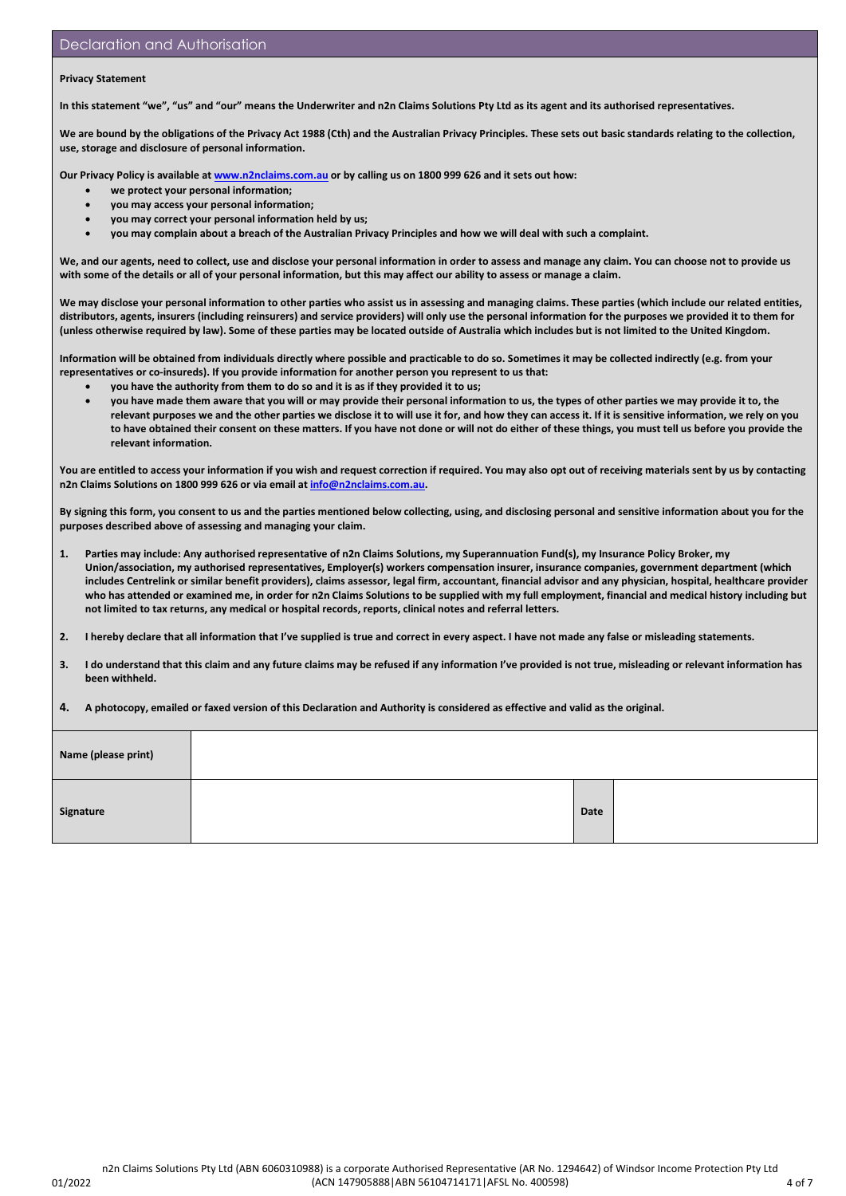## Declaration and Authorisation

**Privacy Statement**

**In this statement "we", "us" and "our" means the Underwriter and n2n Claims Solutions Pty Ltd as its agent and its authorised representatives.**

**We are bound by the obligations of the Privacy Act 1988 (Cth) and the Australian Privacy Principles. These sets out basic standards relating to the collection, use, storage and disclosure of personal information.**

**Our Privacy Policy is available at [www.n2nclaims.com.au](www.n2nclaims.com.au) or by calling us on 1800 999 626 and it sets out how:**

- **we protect your personal information;**
- **you may access your personal information;**
- **you may correct your personal information held by us;**
- **you may complain about a breach of the Australian Privacy Principles and how we will deal with such a complaint.**

**We, and our agents, need to collect, use and disclose your personal information in order to assess and manage any claim. You can choose not to provide us with some of the details or all of your personal information, but this may affect our ability to assess or manage a claim.**

**We may disclose your personal information to other parties who assist us in assessing and managing claims. These parties (which include our related entities, distributors, agents, insurers (including reinsurers) and service providers) will only use the personal information for the purposes we provided it to them for (unless otherwise required by law). Some of these parties may be located outside of Australia which includes but is not limited to the United Kingdom.**

**Information will be obtained from individuals directly where possible and practicable to do so. Sometimes it may be collected indirectly (e.g. from your representatives or co-insureds). If you provide information for another person you represent to us that:**

- **you have the authority from them to do so and it is as if they provided it to us;**
- **you have made them aware that you will or may provide their personal information to us, the types of other parties we may provide it to, the relevant purposes we and the other parties we disclose it to will use it for, and how they can access it. If it is sensitive information, we rely on you to have obtained their consent on these matters. If you have not done or will not do either of these things, you must tell us before you provide the relevant information.**

**You are entitled to access your information if you wish and request correction if required. You may also opt out of receiving materials sent by us by contacting n2n Claims Solutions on 1800 999 626 or via email at [info@n2nclaims.com.au](mailto:info@n2nclaims.com.au).**

**By signing this form, you consent to us and the parties mentioned below collecting, using, and disclosing personal and sensitive information about you for the purposes described above of assessing and managing your claim.**

1. **Parties may include: Any authorised representative of n2n Claims Solutions, my Superannuation Fund(s), my Insurance Policy Broker, my Union/association, my authorised representatives, Employer(s) workers compensation insurer, insurance companies, government department (which includes Centrelink or similar benefit providers), claims assessor, legal firm, accountant, financial advisor and any physician, hospital, healthcare provider who has attended or examined me, in order for n2n Claims Solutions to be supplied with my full employment, financial and medical history including but not limited to tax returns, any medical or hospital records, reports, clinical notes and referral letters.**
2. **I hereby declare that all information that I've supplied is true and correct in every aspect. I have not made any false or misleading statements.**
3. **I do understand that this claim and any future claims may be refused if any information I've provided is not true, misleading or relevant information has been withheld.**
4. **A photocopy, emailed or faxed version of this Declaration and Authority is considered as effective and valid as the original.**

| **Name (please print)** | | | |
|---|---|---|---|
| **Signature** | | **Date** | |

n2n Claims Solutions Pty Ltd (ABN 6060310988) is a corporate Authorised Representative (AR No. 1294642) of Windsor Income Protection Pty Ltd (ACN 147905888|ABN 56104714171|AFSL No. 400598)

01/2022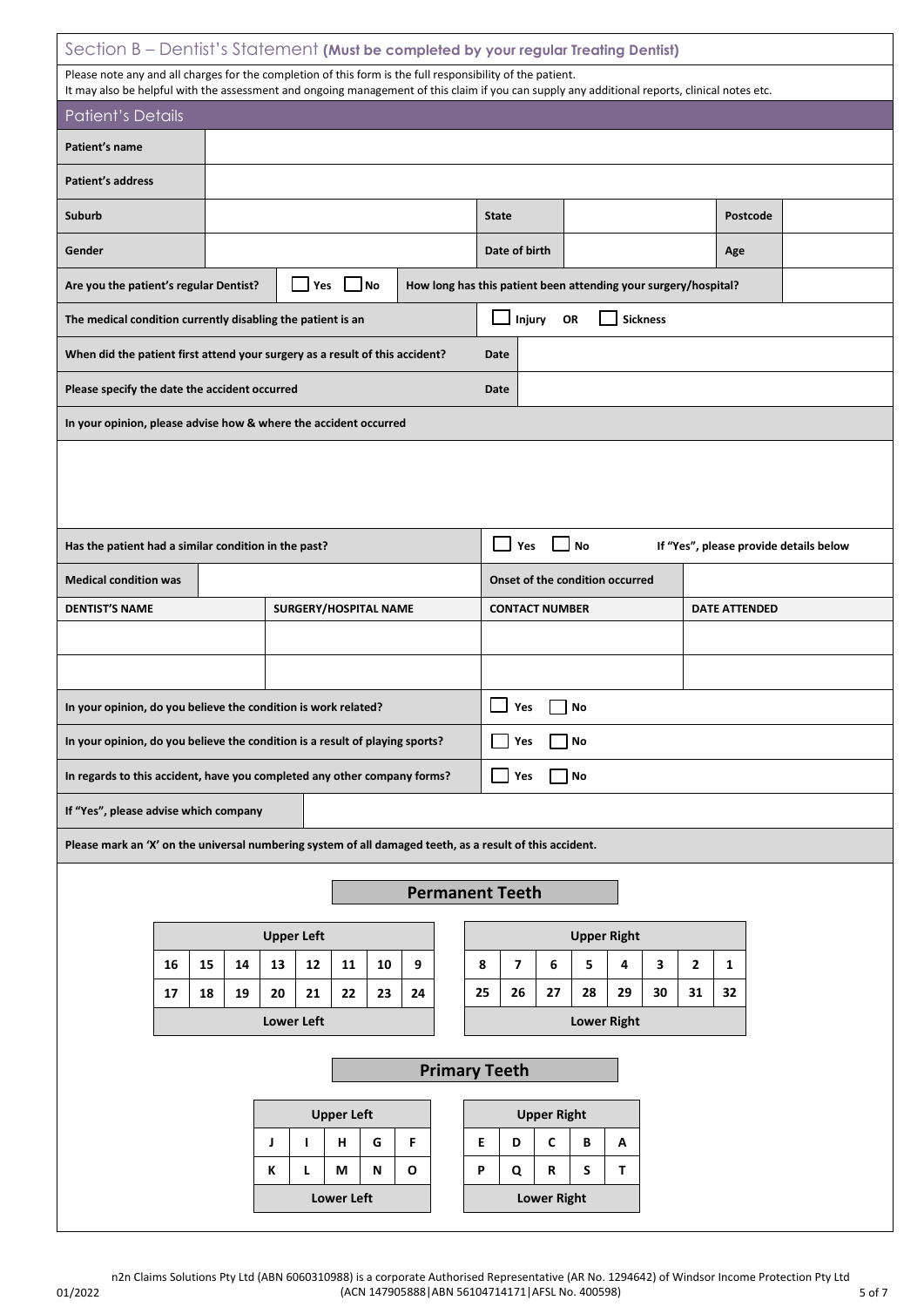## Section B – Dentist's Statement **(Must be completed by your regular Treating Dentist)**

Please note any and all charges for the completion of this form is the full responsibility of the patient.
It may also be helpful with the assessment and ongoing management of this claim if you can supply any additional reports, clinical notes etc.

### Patient's Details

| | | | | | |
|---|---|---|---|---|---|
| **Patient's name** | | | | | |
| **Patient's address** | | | | | |
| **Suburb** | | **State** | | **Postcode** | |
| **Gender** | | **Date of birth** | | **Age** | |

| | | | |
|---|---|---|---|
| **Are you the patient's regular Dentist?** | ☐ Yes ☐ No | **How long has this patient been attending your surgery/hospital?** | |
| **The medical condition currently disabling the patient is an** | ☐ Injury **OR** ☐ Sickness | | |
| **When did the patient first attend your surgery as a result of this accident?** | **Date** | | |
| **Please specify the date the accident occurred** | **Date** | | |

**In your opinion, please advise how & where the accident occurred**

&nbsp;

| | |
|---|---|
| **Has the patient had a similar condition in the past?** | ☐ Yes ☐ No **If "Yes", please provide details below** |

| | | | |
|---|---|---|---|
| **Medical condition was** | | **Onset of the condition occurred** | |

| **DENTIST'S NAME** | **SURGERY/HOSPITAL NAME** | **CONTACT NUMBER** | **DATE ATTENDED** |
|---|---|---|---|
| | | | |
| | | | |

| | |
|---|---|
| **In your opinion, do you believe the condition is work related?** | ☐ Yes ☐ No |
| **In your opinion, do you believe the condition is a result of playing sports?** | ☐ Yes ☐ No |
| **In regards to this accident, have you completed any other company forms?** | ☐ Yes ☐ No |
| **If "Yes", please advise which company** | |

**Please mark an 'X' on the universal numbering system of all damaged teeth, as a result of this accident.**

#### Permanent Teeth

| Upper Left | | | | | | | | Upper Right | | | | | | | |
|---|---|---|---|---|---|---|---|---|---|---|---|---|---|---|---|
| 16 | 15 | 14 | 13 | 12 | 11 | 10 | 9 | 8 | 7 | 6 | 5 | 4 | 3 | 2 | 1 |
| 17 | 18 | 19 | 20 | 21 | 22 | 23 | 24 | 25 | 26 | 27 | 28 | 29 | 30 | 31 | 32 |
| Lower Left | | | | | | | | Lower Right | | | | | | | |

#### Primary Teeth

| Upper Left | | | | | Upper Right | | | | |
|---|---|---|---|---|---|---|---|---|---|
| J | I | H | G | F | E | D | C | B | A |
| K | L | M | N | O | P | Q | R | S | T |
| Lower Left | | | | | Lower Right | | | | |

n2n Claims Solutions Pty Ltd (ABN 6060310988) is a corporate Authorised Representative (AR No. 1294642) of Windsor Income Protection Pty Ltd (ACN 147905888|ABN 56104714171|AFSL No. 400598)

01/2022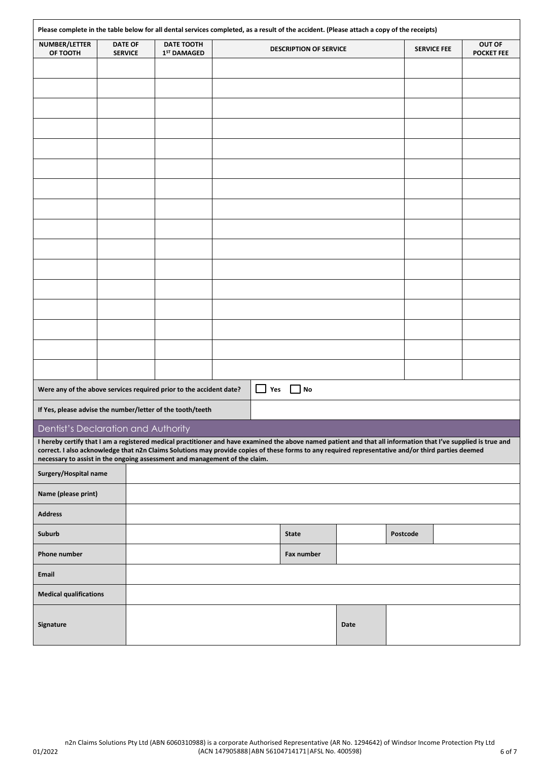Please complete in the table below for all dental services completed, as a result of the accident. (Please attach a copy of the receipts)

| NUMBER/LETTER OF TOOTH | DATE OF SERVICE | DATE TOOTH 1ST DAMAGED | DESCRIPTION OF SERVICE | SERVICE FEE | OUT OF POCKET FEE |
|---|---|---|---|---|---|
| | | | | | |
| | | | | | |
| | | | | | |
| | | | | | |
| | | | | | |
| | | | | | |
| | | | | | |
| | | | | | |
| | | | | | |
| | | | | | |
| | | | | | |
| | | | | | |
| | | | | | |
| | | | | | |
| | | | | | |
| | | | | | |

| | |
|---|---|
| Were any of the above services required prior to the accident date? | ☐ Yes ☐ No |
| If Yes, please advise the number/letter of the tooth/teeth | |

## Dentist's Declaration and Authority

**I hereby certify that I am a registered medical practitioner and have examined the above named patient and that all information that I've supplied is true and correct. I also acknowledge that n2n Claims Solutions may provide copies of these forms to any required representative and/or third parties deemed necessary to assist in the ongoing assessment and management of the claim.**

| | | | | | |
|---|---|---|---|---|---|
| Surgery/Hospital name | | | | | |
| Name (please print) | | | | | |
| Address | | | | | |
| Suburb | | State | | Postcode | |
| Phone number | | Fax number | | | |
| Email | | | | | |
| Medical qualifications | | | | | |
| Signature | | | Date | | |

01/2022

n2n Claims Solutions Pty Ltd (ABN 6060310988) is a corporate Authorised Representative (AR No. 1294642) of Windsor Income Protection Pty Ltd (ACN 147905888|ABN 56104714171|AFSL No. 400598)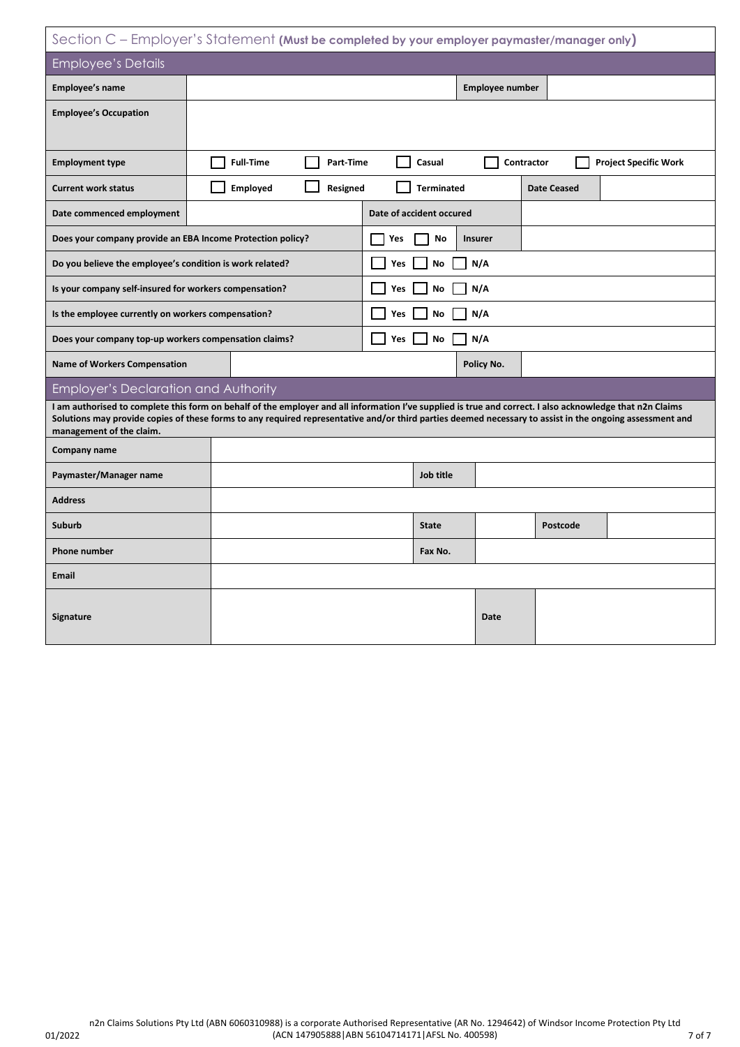## Section C – Employer's Statement **(Must be completed by your employer paymaster/manager only)**

### Employee's Details

| | | | |
|---|---|---|---|
| **Employee's name** | | **Employee number** | |
| **Employee's Occupation** | | | |
| **Employment type** | ☐ **Full-Time** ☐ **Part-Time** ☐ **Casual** ☐ **Contractor** ☐ **Project Specific Work** | | |
| **Current work status** | ☐ **Employed** ☐ **Resigned** ☐ **Terminated** | **Date Ceased** | |
| **Date commenced employment** | | **Date of accident occured** | |
| **Does your company provide an EBA Income Protection policy?** | ☐ **Yes** ☐ **No** | **Insurer** | |
| **Do you believe the employee's condition is work related?** | ☐ **Yes** ☐ **No** ☐ **N/A** | | |
| **Is your company self-insured for workers compensation?** | ☐ **Yes** ☐ **No** ☐ **N/A** | | |
| **Is the employee currently on workers compensation?** | ☐ **Yes** ☐ **No** ☐ **N/A** | | |
| **Does your company top-up workers compensation claims?** | ☐ **Yes** ☐ **No** ☐ **N/A** | | |
| **Name of Workers Compensation** | | **Policy No.** | |

### Employer's Declaration and Authority

**I am authorised to complete this form on behalf of the employer and all information I've supplied is true and correct. I also acknowledge that n2n Claims Solutions may provide copies of these forms to any required representative and/or third parties deemed necessary to assist in the ongoing assessment and management of the claim.**

| | | | | | |
|---|---|---|---|---|---|
| **Company name** | | | | | |
| **Paymaster/Manager name** | | **Job title** | | | |
| **Address** | | | | | |
| **Suburb** | | **State** | | **Postcode** | |
| **Phone number** | | **Fax No.** | | | |
| **Email** | | | | | |
| **Signature** | | **Date** | | | |

n2n Claims Solutions Pty Ltd (ABN 6060310988) is a corporate Authorised Representative (AR No. 1294642) of Windsor Income Protection Pty Ltd (ACN 147905888|ABN 56104714171|AFSL No. 400598)

01/2022